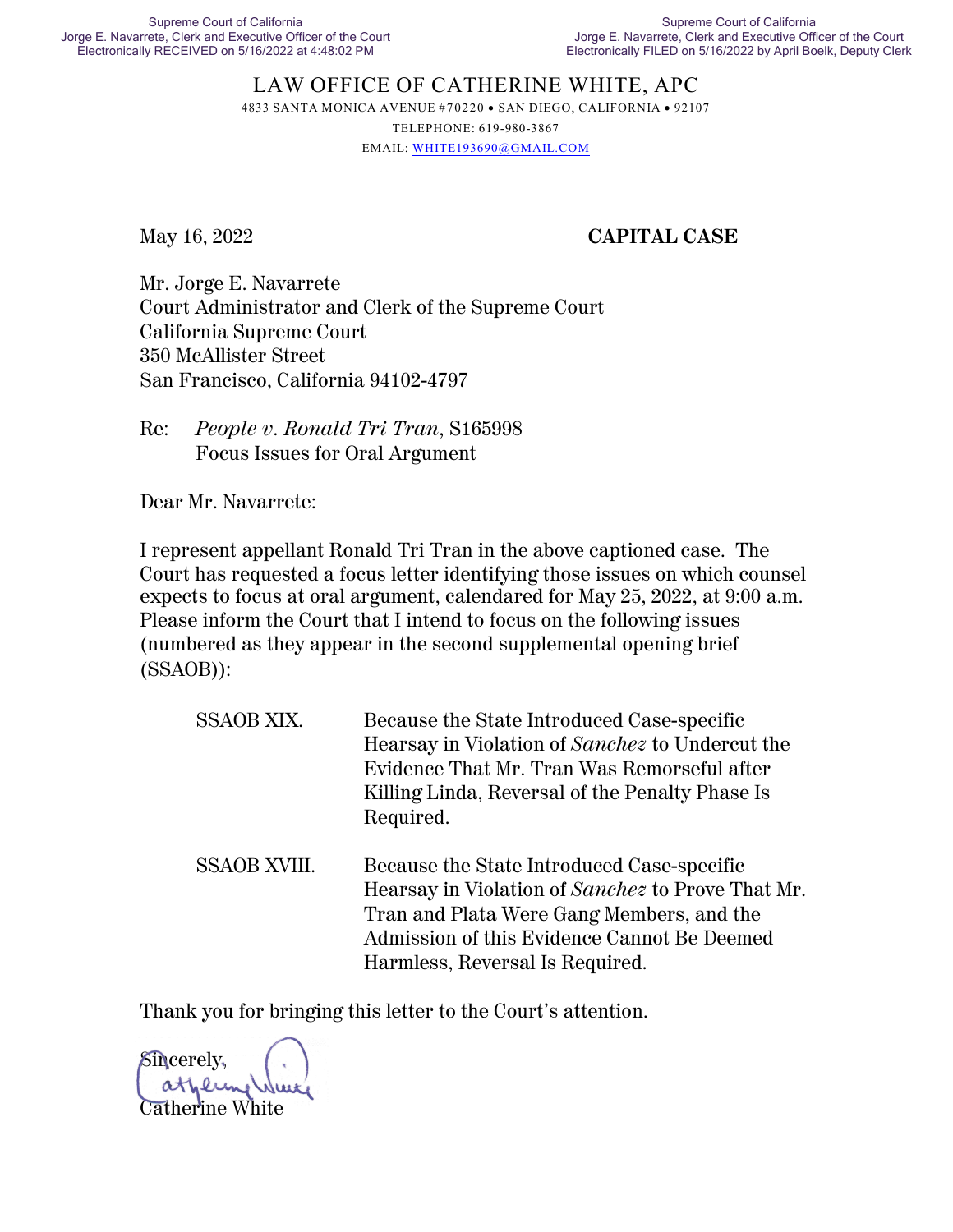Supreme Court of California
Jorge E. Navarrete, Clerk and Executive Officer of the Court
Electronically RECEIVED on 5/16/2022 at 4:48:02 PM

Supreme Court of California
Jorge E. Navarrete, Clerk and Executive Officer of the Court
Electronically FILED on 5/16/2022 by April Boelk, Deputy Clerk

# LAW OFFICE OF CATHERINE WHITE, APC

4833 SANTA MONICA AVENUE #70220 • SAN DIEGO, CALIFORNIA • 92107
TELEPHONE: 619-980-3867
EMAIL: WHITE193690@GMAIL.COM

May 16, 2022 **CAPITAL CASE**

Mr. Jorge E. Navarrete
Court Administrator and Clerk of the Supreme Court
California Supreme Court
350 McAllister Street
San Francisco, California 94102-4797

Re: *People v. Ronald Tri Tran*, S165998
Focus Issues for Oral Argument

Dear Mr. Navarrete:

I represent appellant Ronald Tri Tran in the above captioned case. The Court has requested a focus letter identifying those issues on which counsel expects to focus at oral argument, calendared for May 25, 2022, at 9:00 a.m. Please inform the Court that I intend to focus on the following issues (numbered as they appear in the second supplemental opening brief (SSAOB)):

SSAOB XIX. Because the State Introduced Case-specific Hearsay in Violation of *Sanchez* to Undercut the Evidence That Mr. Tran Was Remorseful after Killing Linda, Reversal of the Penalty Phase Is Required.

SSAOB XVIII. Because the State Introduced Case-specific Hearsay in Violation of *Sanchez* to Prove That Mr. Tran and Plata Were Gang Members, and the Admission of this Evidence Cannot Be Deemed Harmless, Reversal Is Required.

Thank you for bringing this letter to the Court's attention.

Sincerely,

Catherine White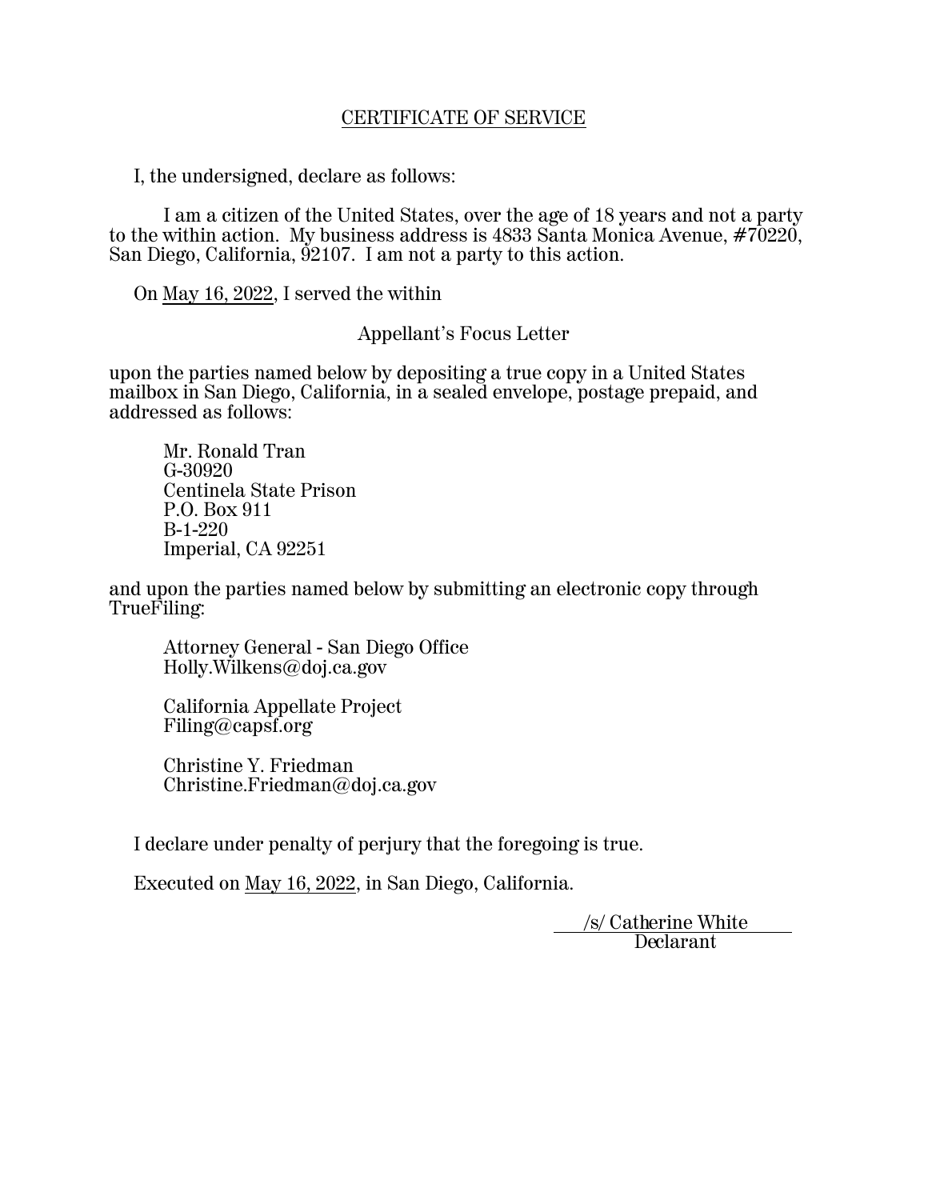# CERTIFICATE OF SERVICE

I, the undersigned, declare as follows:

I am a citizen of the United States, over the age of 18 years and not a party to the within action. My business address is 4833 Santa Monica Avenue, #70220, San Diego, California, 92107. I am not a party to this action.

On May 16, 2022, I served the within

Appellant's Focus Letter

upon the parties named below by depositing a true copy in a United States mailbox in San Diego, California, in a sealed envelope, postage prepaid, and addressed as follows:

Mr. Ronald Tran
G-30920
Centinela State Prison
P.O. Box 911
B-1-220
Imperial, CA 92251

and upon the parties named below by submitting an electronic copy through TrueFiling:

Attorney General - San Diego Office
Holly.Wilkens@doj.ca.gov

California Appellate Project
Filing@capsf.org

Christine Y. Friedman
Christine.Friedman@doj.ca.gov

I declare under penalty of perjury that the foregoing is true.

Executed on May 16, 2022, in San Diego, California.

/s/ Catherine White
Declarant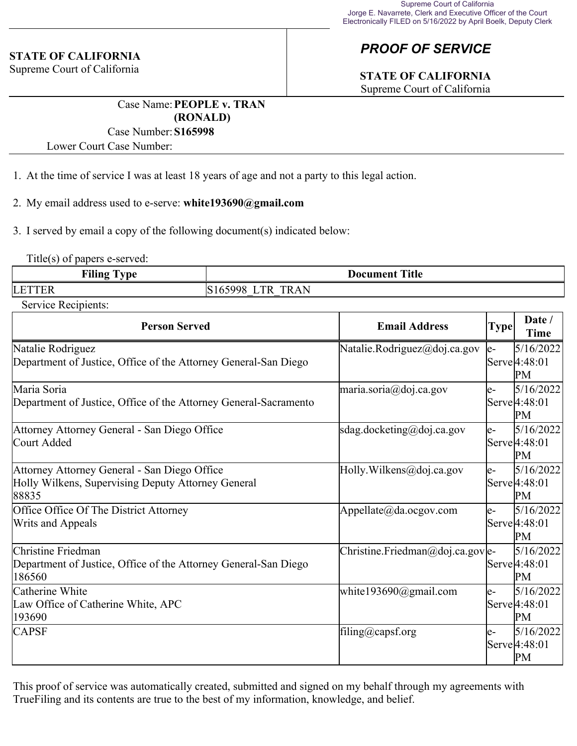Supreme Court of California
Jorge E. Navarrete, Clerk and Executive Officer of the Court
Electronically FILED on 5/16/2022 by April Boelk, Deputy Clerk

**STATE OF CALIFORNIA**
Supreme Court of California

# *PROOF OF SERVICE*

**STATE OF CALIFORNIA**
Supreme Court of California

Case Name: **PEOPLE v. TRAN (RONALD)**
Case Number: **S165998**
Lower Court Case Number:

1. At the time of service I was at least 18 years of age and not a party to this legal action.

2. My email address used to e-serve: **white193690@gmail.com**

3. I served by email a copy of the following document(s) indicated below:

Title(s) of papers e-served:

| Filing Type | Document Title |
|---|---|
| LETTER | S165998_LTR_TRAN |

Service Recipients:

| Person Served | Email Address | Type | Date / Time |
|---|---|---|---|
| Natalie Rodriguez<br>Department of Justice, Office of the Attorney General-San Diego | Natalie.Rodriguez@doj.ca.gov | e-Serve | 5/16/2022 4:48:01 PM |
| Maria Soria<br>Department of Justice, Office of the Attorney General-Sacramento | maria.soria@doj.ca.gov | e-Serve | 5/16/2022 4:48:01 PM |
| Attorney Attorney General - San Diego Office<br>Court Added | sdag.docketing@doj.ca.gov | e-Serve | 5/16/2022 4:48:01 PM |
| Attorney Attorney General - San Diego Office<br>Holly Wilkens, Supervising Deputy Attorney General<br>88835 | Holly.Wilkens@doj.ca.gov | e-Serve | 5/16/2022 4:48:01 PM |
| Office Office Of The District Attorney<br>Writs and Appeals | Appellate@da.ocgov.com | e-Serve | 5/16/2022 4:48:01 PM |
| Christine Friedman<br>Department of Justice, Office of the Attorney General-San Diego<br>186560 | Christine.Friedman@doj.ca.gov | e-Serve | 5/16/2022 4:48:01 PM |
| Catherine White<br>Law Office of Catherine White, APC<br>193690 | white193690@gmail.com | e-Serve | 5/16/2022 4:48:01 PM |
| CAPSF | filing@capsf.org | e-Serve | 5/16/2022 4:48:01 PM |

This proof of service was automatically created, submitted and signed on my behalf through my agreements with TrueFiling and its contents are true to the best of my information, knowledge, and belief.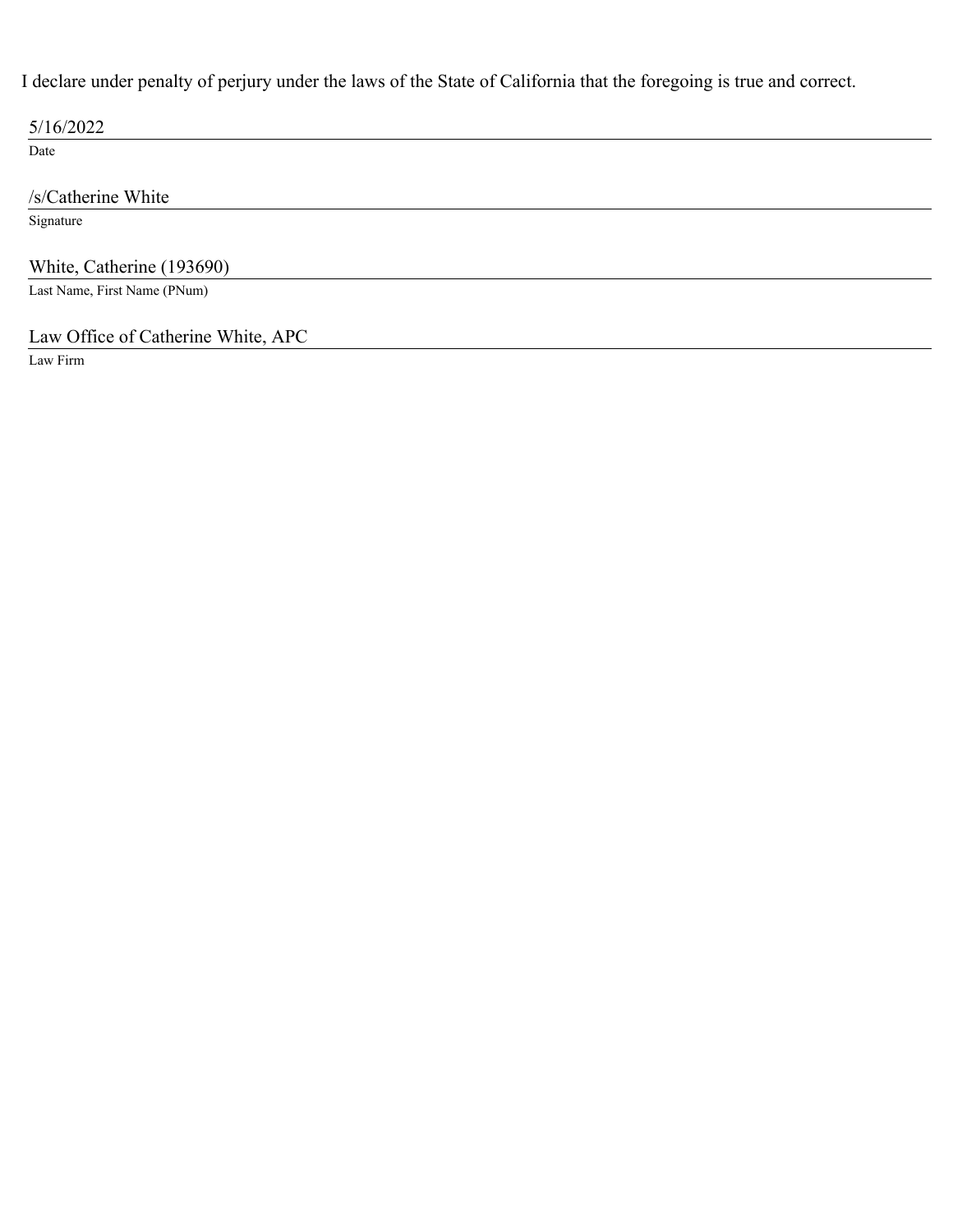I declare under penalty of perjury under the laws of the State of California that the foregoing is true and correct.

5/16/2022
Date

/s/Catherine White
Signature

White, Catherine (193690)
Last Name, First Name (PNum)

Law Office of Catherine White, APC
Law Firm